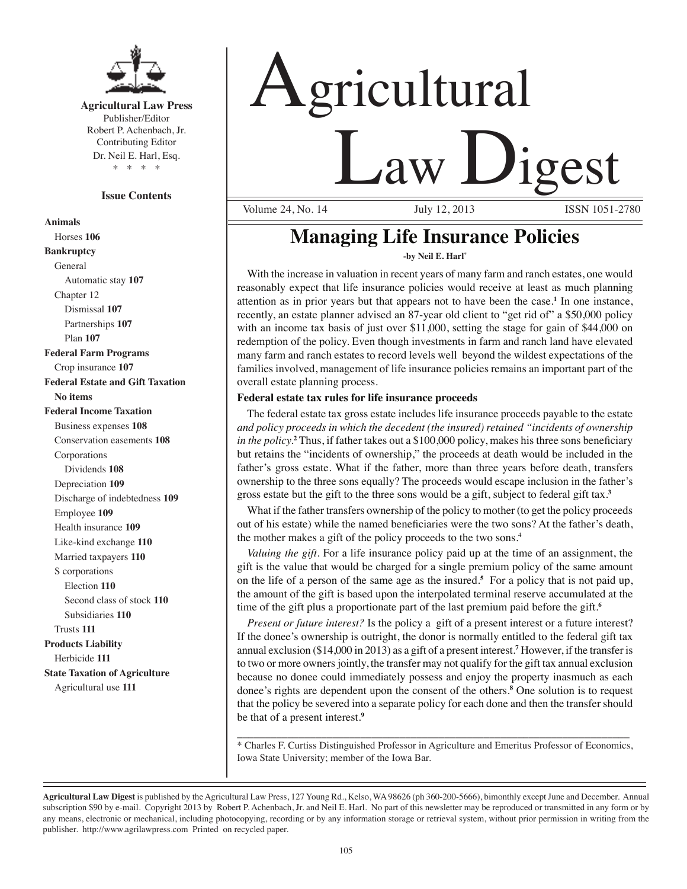**Agricultural Law Press**
Publisher/Editor
Robert P. Achenbach, Jr.
Contributing Editor
Dr. Neil E. Harl, Esq.
\* \* \* \*

**Issue Contents**

**Animals**
Horses **106**
**Bankruptcy**
General
Automatic stay **107**
Chapter 12
Dismissal **107**
Partnerships **107**
Plan **107**
**Federal Farm Programs**
Crop insurance **107**
**Federal Estate and Gift Taxation**
**No items**
**Federal Income Taxation**
Business expenses **108**
Conservation easements **108**
Corporations
Dividends **108**
Depreciation **109**
Discharge of indebtedness **109**
Employee **109**
Health insurance **109**
Like-kind exchange **110**
Married taxpayers **110**
S corporations
Election **110**
Second class of stock **110**
Subsidiaries **110**
Trusts **111**
**Products Liability**
Herbicide **111**
**State Taxation of Agriculture**
Agricultural use **111**

# Agricultural Law Digest

Volume 24, No. 14 July 12, 2013 ISSN 1051-2780

## Managing Life Insurance Policies

**-by Neil E. Harl***

With the increase in valuation in recent years of many farm and ranch estates, one would reasonably expect that life insurance policies would receive at least as much planning attention as in prior years but that appears not to have been the case.[1] In one instance, recently, an estate planner advised an 87-year old client to "get rid of" a $50,000 policy with an income tax basis of just over $11,000, setting the stage for gain of $44,000 on redemption of the policy. Even though investments in farm and ranch land have elevated many farm and ranch estates to record levels well beyond the wildest expectations of the families involved, management of life insurance policies remains an important part of the overall estate planning process.

### Federal estate tax rules for life insurance proceeds

The federal estate tax gross estate includes life insurance proceeds payable to the estate *and policy proceeds in which the decedent (the insured) retained "incidents of ownership in the policy.*[2] Thus, if father takes out a $100,000 policy, makes his three sons beneficiary but retains the "incidents of ownership," the proceeds at death would be included in the father's gross estate. What if the father, more than three years before death, transfers ownership to the three sons equally? The proceeds would escape inclusion in the father's gross estate but the gift to the three sons would be a gift, subject to federal gift tax.[3]

What if the father transfers ownership of the policy to mother (to get the policy proceeds out of his estate) while the named beneficiaries were the two sons? At the father's death, the mother makes a gift of the policy proceeds to the two sons.[4]

*Valuing the gift*. For a life insurance policy paid up at the time of an assignment, the gift is the value that would be charged for a single premium policy of the same amount on the life of a person of the same age as the insured.[5] For a policy that is not paid up, the amount of the gift is based upon the interpolated terminal reserve accumulated at the time of the gift plus a proportionate part of the last premium paid before the gift.[6]

*Present or future interest?* Is the policy a gift of a present interest or a future interest? If the donee's ownership is outright, the donor is normally entitled to the federal gift tax annual exclusion ($14,000 in 2013) as a gift of a present interest.[7] However, if the transfer is to two or more owners jointly, the transfer may not qualify for the gift tax annual exclusion because no donee could immediately possess and enjoy the property inasmuch as each donee's rights are dependent upon the consent of the others.[8] One solution is to request that the policy be severed into a separate policy for each done and then the transfer should be that of a present interest.[9]

\* Charles F. Curtiss Distinguished Professor in Agriculture and Emeritus Professor of Economics, Iowa State University; member of the Iowa Bar.

**Agricultural Law Digest** is published by the Agricultural Law Press, 127 Young Rd., Kelso, WA 98626 (ph 360-200-5666), bimonthly except June and December. Annual subscription $90 by e-mail. Copyright 2013 by Robert P. Achenbach, Jr. and Neil E. Harl. No part of this newsletter may be reproduced or transmitted in any form or by any means, electronic or mechanical, including photocopying, recording or by any information storage or retrieval system, without prior permission in writing from the publisher. http://www.agrilawpress.com Printed on recycled paper.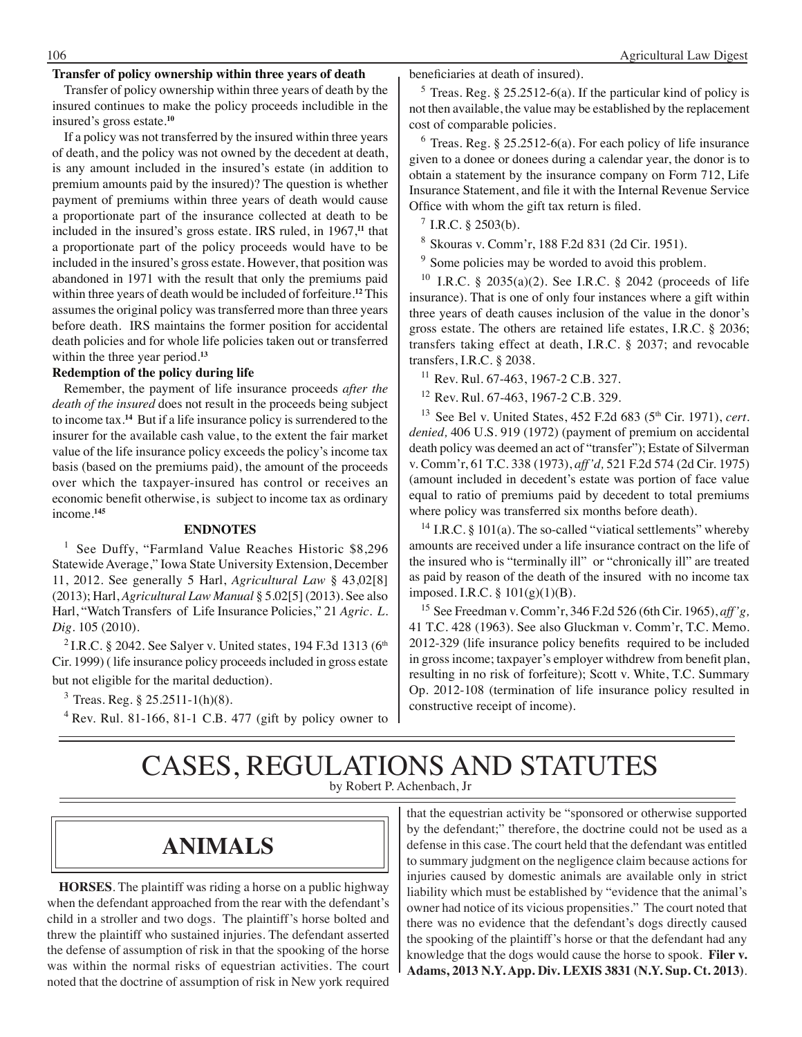**Transfer of policy ownership within three years of death**

Transfer of policy ownership within three years of death by the insured continues to make the policy proceeds includible in the insured's gross estate.[10]

If a policy was not transferred by the insured within three years of death, and the policy was not owned by the decedent at death, is any amount included in the insured's estate (in addition to premium amounts paid by the insured)? The question is whether payment of premiums within three years of death would cause a proportionate part of the insurance collected at death to be included in the insured's gross estate. IRS ruled, in 1967,[11] that a proportionate part of the policy proceeds would have to be included in the insured's gross estate. However, that position was abandoned in 1971 with the result that only the premiums paid within three years of death would be included of forfeiture.[12] This assumes the original policy was transferred more than three years before death. IRS maintains the former position for accidental death policies and for whole life policies taken out or transferred within the three year period.[13]

**Redemption of the policy during life**

Remember, the payment of life insurance proceeds *after the death of the insured* does not result in the proceeds being subject to income tax.[14] But if a life insurance policy is surrendered to the insurer for the available cash value, to the extent the fair market value of the life insurance policy exceeds the policy's income tax basis (based on the premiums paid), the amount of the proceeds over which the taxpayer-insured has control or receives an economic benefit otherwise, is subject to income tax as ordinary income.[145]

#### ENDNOTES

[1] See Duffy, "Farmland Value Reaches Historic $8,296 Statewide Average," Iowa State University Extension, December 11, 2012. See generally 5 Harl, *Agricultural Law* § 43,02[8] (2013); Harl, *Agricultural Law Manual* § 5.02[5] (2013). See also Harl, "Watch Transfers of Life Insurance Policies," 21 *Agric. L. Dig.* 105 (2010).

[2] I.R.C. § 2042. See Salyer v. United states, 194 F.3d 1313 (6th Cir. 1999) ( life insurance policy proceeds included in gross estate but not eligible for the marital deduction).

[3] Treas. Reg. § 25.2511-1(h)(8).

[4] Rev. Rul. 81-166, 81-1 C.B. 477 (gift by policy owner to beneficiaries at death of insured).

[5] Treas. Reg. § 25.2512-6(a). If the particular kind of policy is not then available, the value may be established by the replacement cost of comparable policies.

[6] Treas. Reg. § 25.2512-6(a). For each policy of life insurance given to a donee or donees during a calendar year, the donor is to obtain a statement by the insurance company on Form 712, Life Insurance Statement, and file it with the Internal Revenue Service Office with whom the gift tax return is filed.

[7] I.R.C. § 2503(b).

[8] Skouras v. Comm'r, 188 F.2d 831 (2d Cir. 1951).

[9] Some policies may be worded to avoid this problem.

[10] I.R.C. § 2035(a)(2). See I.R.C. § 2042 (proceeds of life insurance). That is one of only four instances where a gift within three years of death causes inclusion of the value in the donor's gross estate. The others are retained life estates, I.R.C. § 2036; transfers taking effect at death, I.R.C. § 2037; and revocable transfers, I.R.C. § 2038.

[11] Rev. Rul. 67-463, 1967-2 C.B. 327.

[12] Rev. Rul. 67-463, 1967-2 C.B. 329.

[13] See Bel v. United States, 452 F.2d 683 (5th Cir. 1971), *cert. denied,* 406 U.S. 919 (1972) (payment of premium on accidental death policy was deemed an act of "transfer"); Estate of Silverman v. Comm'r, 61 T.C. 338 (1973), *aff'd,* 521 F.2d 574 (2d Cir. 1975) (amount included in decedent's estate was portion of face value equal to ratio of premiums paid by decedent to total premiums where policy was transferred six months before death).

[14] I.R.C. § 101(a). The so-called "viatical settlements" whereby amounts are received under a life insurance contract on the life of the insured who is "terminally ill" or "chronically ill" are treated as paid by reason of the death of the insured with no income tax imposed. I.R.C. § 101(g)(1)(B).

[15] See Freedman v. Comm'r, 346 F.2d 526 (6th Cir. 1965), *aff'g,* 41 T.C. 428 (1963). See also Gluckman v. Comm'r, T.C. Memo. 2012-329 (life insurance policy benefits required to be included in gross income; taxpayer's employer withdrew from benefit plan, resulting in no risk of forfeiture); Scott v. White, T.C. Summary Op. 2012-108 (termination of life insurance policy resulted in constructive receipt of income).

# CASES, REGULATIONS AND STATUTES

by Robert P. Achenbach, Jr

## ANIMALS

**HORSES**. The plaintiff was riding a horse on a public highway when the defendant approached from the rear with the defendant's child in a stroller and two dogs. The plaintiff's horse bolted and threw the plaintiff who sustained injuries. The defendant asserted the defense of assumption of risk in that the spooking of the horse was within the normal risks of equestrian activities. The court noted that the doctrine of assumption of risk in New york required that the equestrian activity be "sponsored or otherwise supported by the defendant;" therefore, the doctrine could not be used as a defense in this case. The court held that the defendant was entitled to summary judgment on the negligence claim because actions for injuries caused by domestic animals are available only in strict liability which must be established by "evidence that the animal's owner had notice of its vicious propensities." The court noted that there was no evidence that the defendant's dogs directly caused the spooking of the plaintiff's horse or that the defendant had any knowledge that the dogs would cause the horse to spook. **Filer v. Adams, 2013 N.Y. App. Div. LEXIS 3831 (N.Y. Sup. Ct. 2013)**.